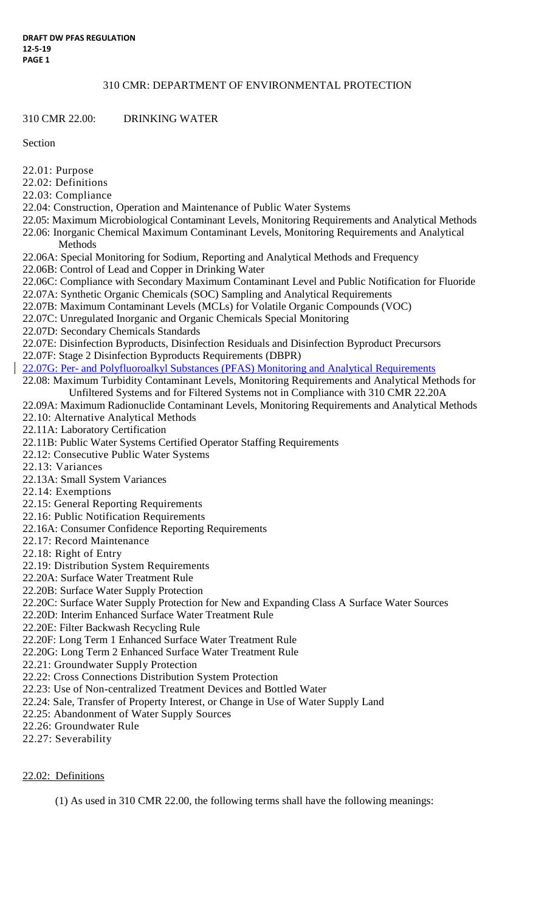310 CMR: DEPARTMENT OF ENVIRONMENTAL PROTECTION

310 CMR 22.00: DRINKING WATER

Section

22.01: Purpose
22.02: Definitions
22.03: Compliance
22.04: Construction, Operation and Maintenance of Public Water Systems
22.05: Maximum Microbiological Contaminant Levels, Monitoring Requirements and Analytical Methods
22.06: Inorganic Chemical Maximum Contaminant Levels, Monitoring Requirements and Analytical Methods
22.06A: Special Monitoring for Sodium, Reporting and Analytical Methods and Frequency
22.06B: Control of Lead and Copper in Drinking Water
22.06C: Compliance with Secondary Maximum Contaminant Level and Public Notification for Fluoride
22.07A: Synthetic Organic Chemicals (SOC) Sampling and Analytical Requirements
22.07B: Maximum Contaminant Levels (MCLs) for Volatile Organic Compounds (VOC)
22.07C: Unregulated Inorganic and Organic Chemicals Special Monitoring
22.07D: Secondary Chemicals Standards
22.07E: Disinfection Byproducts, Disinfection Residuals and Disinfection Byproduct Precursors
22.07F: Stage 2 Disinfection Byproducts Requirements (DBPR)
22.07G: Per- and Polyfluoroalkyl Substances (PFAS) Monitoring and Analytical Requirements
22.08: Maximum Turbidity Contaminant Levels, Monitoring Requirements and Analytical Methods for Unfiltered Systems and for Filtered Systems not in Compliance with 310 CMR 22.20A
22.09A: Maximum Radionuclide Contaminant Levels, Monitoring Requirements and Analytical Methods
22.10: Alternative Analytical Methods
22.11A: Laboratory Certification
22.11B: Public Water Systems Certified Operator Staffing Requirements
22.12: Consecutive Public Water Systems
22.13: Variances
22.13A: Small System Variances
22.14: Exemptions
22.15: General Reporting Requirements
22.16: Public Notification Requirements
22.16A: Consumer Confidence Reporting Requirements
22.17: Record Maintenance
22.18: Right of Entry
22.19: Distribution System Requirements
22.20A: Surface Water Treatment Rule
22.20B: Surface Water Supply Protection
22.20C: Surface Water Supply Protection for New and Expanding Class A Surface Water Sources
22.20D: Interim Enhanced Surface Water Treatment Rule
22.20E: Filter Backwash Recycling Rule
22.20F: Long Term 1 Enhanced Surface Water Treatment Rule
22.20G: Long Term 2 Enhanced Surface Water Treatment Rule
22.21: Groundwater Supply Protection
22.22: Cross Connections Distribution System Protection
22.23: Use of Non-centralized Treatment Devices and Bottled Water
22.24: Sale, Transfer of Property Interest, or Change in Use of Water Supply Land
22.25: Abandonment of Water Supply Sources
22.26: Groundwater Rule
22.27: Severability

22.02: Definitions

(1) As used in 310 CMR 22.00, the following terms shall have the following meanings: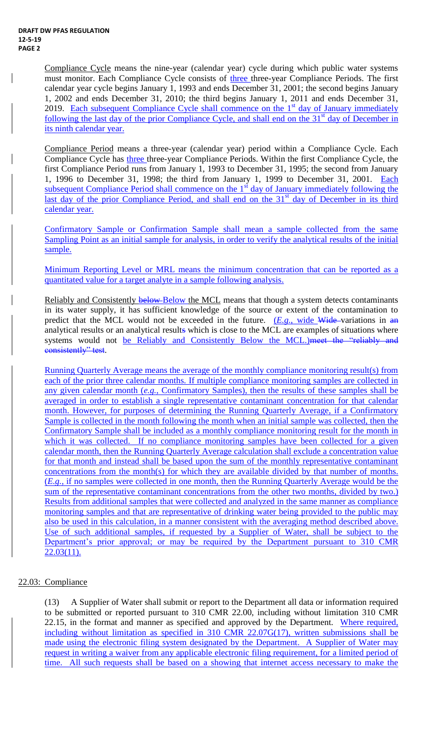Compliance Cycle means the nine-year (calendar year) cycle during which public water systems must monitor. Each Compliance Cycle consists of three three-year Compliance Periods. The first calendar year cycle begins January 1, 1993 and ends December 31, 2001; the second begins January 1, 2002 and ends December 31, 2010; the third begins January 1, 2011 and ends December 31, 2019. Each subsequent Compliance Cycle shall commence on the 1st day of January immediately following the last day of the prior Compliance Cycle, and shall end on the 31st day of December in its ninth calendar year.

Compliance Period means a three-year (calendar year) period within a Compliance Cycle. Each Compliance Cycle has three three-year Compliance Periods. Within the first Compliance Cycle, the first Compliance Period runs from January 1, 1993 to December 31, 1995; the second from January 1, 1996 to December 31, 1998; the third from January 1, 1999 to December 31, 2001. Each subsequent Compliance Period shall commence on the 1st day of January immediately following the last day of the prior Compliance Period, and shall end on the 31st day of December in its third calendar year.

Confirmatory Sample or Confirmation Sample shall mean a sample collected from the same Sampling Point as an initial sample for analysis, in order to verify the analytical results of the initial sample.

Minimum Reporting Level or MRL means the minimum concentration that can be reported as a quantitated value for a target analyte in a sample following analysis.

Reliably and Consistently ~~below~~ Below the MCL means that though a system detects contaminants in its water supply, it has sufficient knowledge of the source or extent of the contamination to predict that the MCL would not be exceeded in the future. (*E.g.*, wide ~~Wide~~ variations in ~~an~~ analytical results or an analytical result~~s~~ which is close to the MCL are examples of situations where systems would not be Reliably and Consistently Below the MCL.)~~meet the "reliably and consistently" test~~.

Running Quarterly Average means the average of the monthly compliance monitoring result(s) from each of the prior three calendar months. If multiple compliance monitoring samples are collected in any given calendar month (*e.g.*, Confirmatory Samples), then the results of these samples shall be averaged in order to establish a single representative contaminant concentration for that calendar month. However, for purposes of determining the Running Quarterly Average, if a Confirmatory Sample is collected in the month following the month when an initial sample was collected, then the Confirmatory Sample shall be included as a monthly compliance monitoring result for the month in which it was collected. If no compliance monitoring samples have been collected for a given calendar month, then the Running Quarterly Average calculation shall exclude a concentration value for that month and instead shall be based upon the sum of the monthly representative contaminant concentrations from the month(s) for which they are available divided by that number of months. (*E.g.*, if no samples were collected in one month, then the Running Quarterly Average would be the sum of the representative contaminant concentrations from the other two months, divided by two.) Results from additional samples that were collected and analyzed in the same manner as compliance monitoring samples and that are representative of drinking water being provided to the public may also be used in this calculation, in a manner consistent with the averaging method described above. Use of such additional samples, if requested by a Supplier of Water, shall be subject to the Department's prior approval; or may be required by the Department pursuant to 310 CMR 22.03(11).

## 22.03: Compliance

(13) A Supplier of Water shall submit or report to the Department all data or information required to be submitted or reported pursuant to 310 CMR 22.00, including without limitation 310 CMR 22.15, in the format and manner as specified and approved by the Department. Where required, including without limitation as specified in 310 CMR 22.07G(17), written submissions shall be made using the electronic filing system designated by the Department. A Supplier of Water may request in writing a waiver from any applicable electronic filing requirement, for a limited period of time. All such requests shall be based on a showing that internet access necessary to make the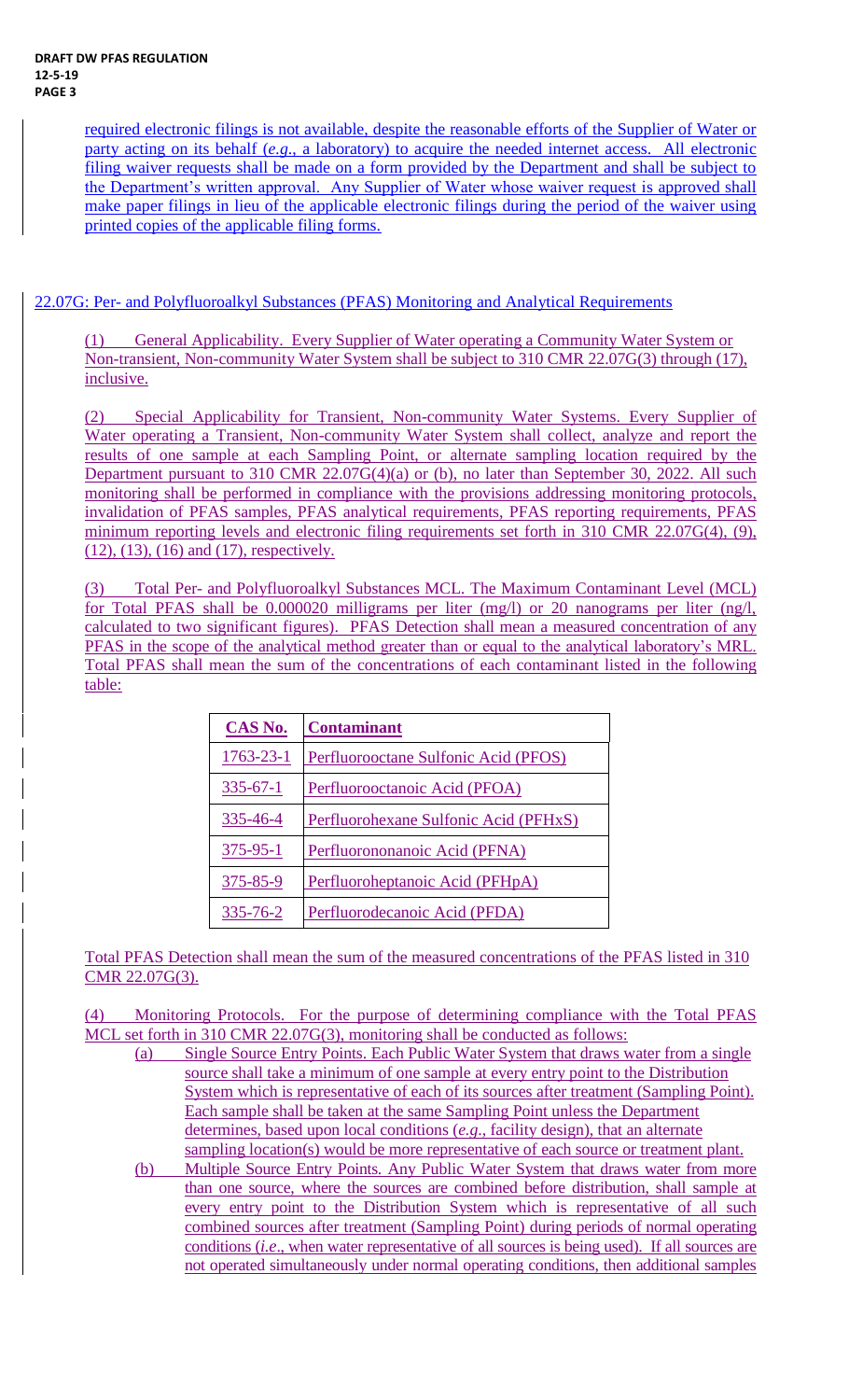required electronic filings is not available, despite the reasonable efforts of the Supplier of Water or party acting on its behalf (*e.g*., a laboratory) to acquire the needed internet access. All electronic filing waiver requests shall be made on a form provided by the Department and shall be subject to the Department's written approval. Any Supplier of Water whose waiver request is approved shall make paper filings in lieu of the applicable electronic filings during the period of the waiver using printed copies of the applicable filing forms.

22.07G: Per- and Polyfluoroalkyl Substances (PFAS) Monitoring and Analytical Requirements

(1) General Applicability. Every Supplier of Water operating a Community Water System or Non-transient, Non-community Water System shall be subject to 310 CMR 22.07G(3) through (17), inclusive.

(2) Special Applicability for Transient, Non-community Water Systems. Every Supplier of Water operating a Transient, Non-community Water System shall collect, analyze and report the results of one sample at each Sampling Point, or alternate sampling location required by the Department pursuant to 310 CMR 22.07G(4)(a) or (b), no later than September 30, 2022. All such monitoring shall be performed in compliance with the provisions addressing monitoring protocols, invalidation of PFAS samples, PFAS analytical requirements, PFAS reporting requirements, PFAS minimum reporting levels and electronic filing requirements set forth in 310 CMR 22.07G(4), (9), (12), (13), (16) and (17), respectively.

(3) Total Per- and Polyfluoroalkyl Substances MCL. The Maximum Contaminant Level (MCL) for Total PFAS shall be 0.000020 milligrams per liter (mg/l) or 20 nanograms per liter (ng/l, calculated to two significant figures). PFAS Detection shall mean a measured concentration of any PFAS in the scope of the analytical method greater than or equal to the analytical laboratory's MRL. Total PFAS shall mean the sum of the concentrations of each contaminant listed in the following table:

| CAS No. | Contaminant |
|---|---|
| 1763-23-1 | Perfluorooctane Sulfonic Acid (PFOS) |
| 335-67-1 | Perfluorooctanoic Acid (PFOA) |
| 335-46-4 | Perfluorohexane Sulfonic Acid (PFHxS) |
| 375-95-1 | Perfluorononanoic Acid (PFNA) |
| 375-85-9 | Perfluoroheptanoic Acid (PFHpA) |
| 335-76-2 | Perfluorodecanoic Acid (PFDA) |

Total PFAS Detection shall mean the sum of the measured concentrations of the PFAS listed in 310 CMR 22.07G(3).

(4) Monitoring Protocols. For the purpose of determining compliance with the Total PFAS MCL set forth in 310 CMR 22.07G(3), monitoring shall be conducted as follows:

(a) Single Source Entry Points. Each Public Water System that draws water from a single source shall take a minimum of one sample at every entry point to the Distribution System which is representative of each of its sources after treatment (Sampling Point). Each sample shall be taken at the same Sampling Point unless the Department determines, based upon local conditions (*e.g*., facility design), that an alternate sampling location(s) would be more representative of each source or treatment plant.

(b) Multiple Source Entry Points. Any Public Water System that draws water from more than one source, where the sources are combined before distribution, shall sample at every entry point to the Distribution System which is representative of all such combined sources after treatment (Sampling Point) during periods of normal operating conditions (*i.e*., when water representative of all sources is being used). If all sources are not operated simultaneously under normal operating conditions, then additional samples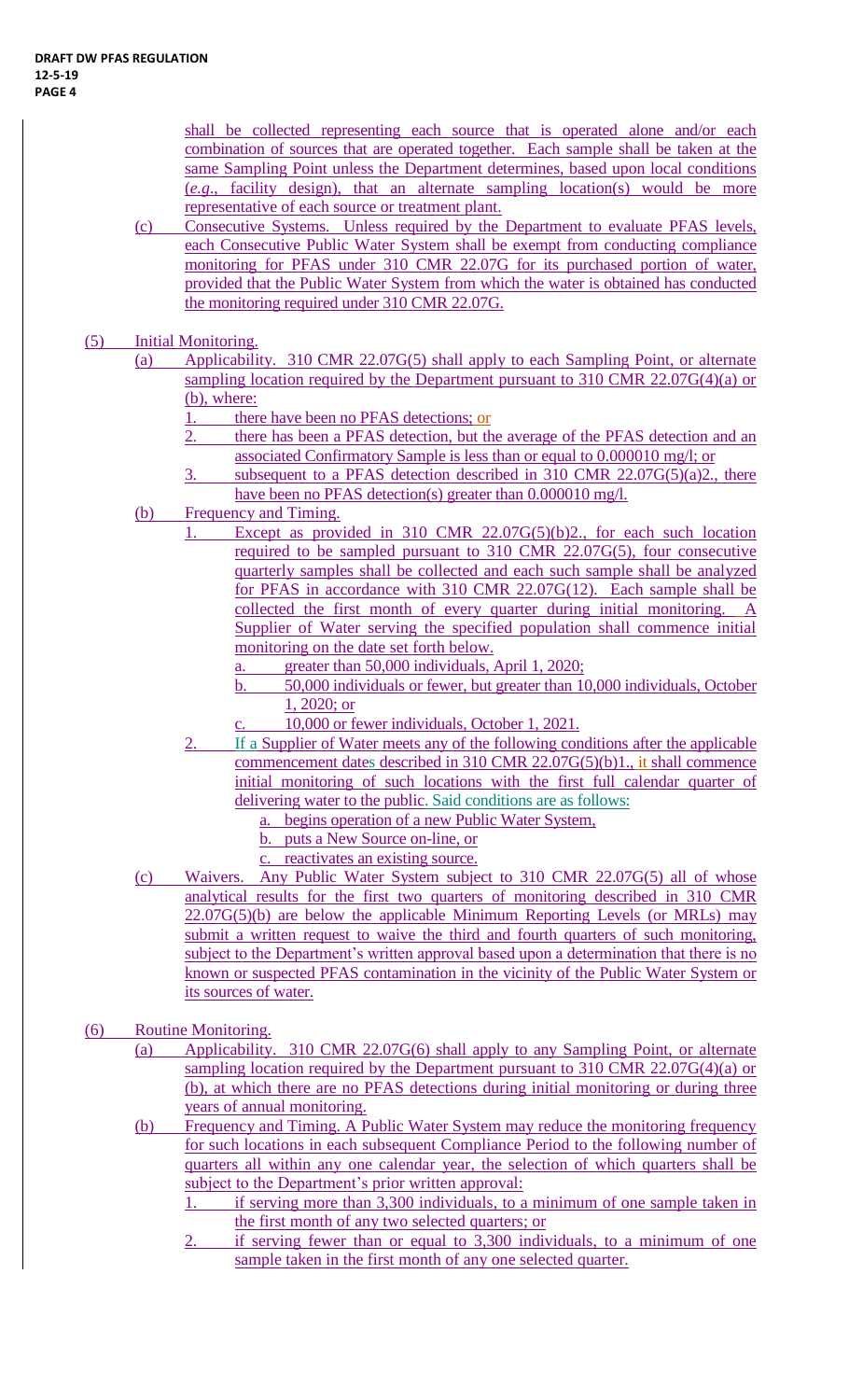shall be collected representing each source that is operated alone and/or each combination of sources that are operated together. Each sample shall be taken at the same Sampling Point unless the Department determines, based upon local conditions (*e.g*., facility design), that an alternate sampling location(s) would be more representative of each source or treatment plant.

(c) Consecutive Systems. Unless required by the Department to evaluate PFAS levels, each Consecutive Public Water System shall be exempt from conducting compliance monitoring for PFAS under 310 CMR 22.07G for its purchased portion of water, provided that the Public Water System from which the water is obtained has conducted the monitoring required under 310 CMR 22.07G.

(5) Initial Monitoring.

(a) Applicability. 310 CMR 22.07G(5) shall apply to each Sampling Point, or alternate sampling location required by the Department pursuant to 310 CMR 22.07G(4)(a) or (b), where:

1. there have been no PFAS detections; or
2. there has been a PFAS detection, but the average of the PFAS detection and an associated Confirmatory Sample is less than or equal to 0.000010 mg/l; or
3. subsequent to a PFAS detection described in 310 CMR 22.07G(5)(a)2., there have been no PFAS detection(s) greater than 0.000010 mg/l.

(b) Frequency and Timing.

1. Except as provided in 310 CMR 22.07G(5)(b)2., for each such location required to be sampled pursuant to 310 CMR 22.07G(5), four consecutive quarterly samples shall be collected and each such sample shall be analyzed for PFAS in accordance with 310 CMR 22.07G(12). Each sample shall be collected the first month of every quarter during initial monitoring. A Supplier of Water serving the specified population shall commence initial monitoring on the date set forth below.
   a. greater than 50,000 individuals, April 1, 2020;
   b. 50,000 individuals or fewer, but greater than 10,000 individuals, October 1, 2020; or
   c. 10,000 or fewer individuals, October 1, 2021.
2. If a Supplier of Water meets any of the following conditions after the applicable commencement dates described in 310 CMR 22.07G(5)(b)1., it shall commence initial monitoring of such locations with the first full calendar quarter of delivering water to the public. Said conditions are as follows:
   a. begins operation of a new Public Water System,
   b. puts a New Source on-line, or
   c. reactivates an existing source.

(c) Waivers. Any Public Water System subject to 310 CMR 22.07G(5) all of whose analytical results for the first two quarters of monitoring described in 310 CMR 22.07G(5)(b) are below the applicable Minimum Reporting Levels (or MRLs) may submit a written request to waive the third and fourth quarters of such monitoring, subject to the Department's written approval based upon a determination that there is no known or suspected PFAS contamination in the vicinity of the Public Water System or its sources of water.

(6) Routine Monitoring.

(a) Applicability. 310 CMR 22.07G(6) shall apply to any Sampling Point, or alternate sampling location required by the Department pursuant to 310 CMR 22.07G(4)(a) or (b), at which there are no PFAS detections during initial monitoring or during three years of annual monitoring.

(b) Frequency and Timing. A Public Water System may reduce the monitoring frequency for such locations in each subsequent Compliance Period to the following number of quarters all within any one calendar year, the selection of which quarters shall be subject to the Department's prior written approval:

1. if serving more than 3,300 individuals, to a minimum of one sample taken in the first month of any two selected quarters; or
2. if serving fewer than or equal to 3,300 individuals, to a minimum of one sample taken in the first month of any one selected quarter.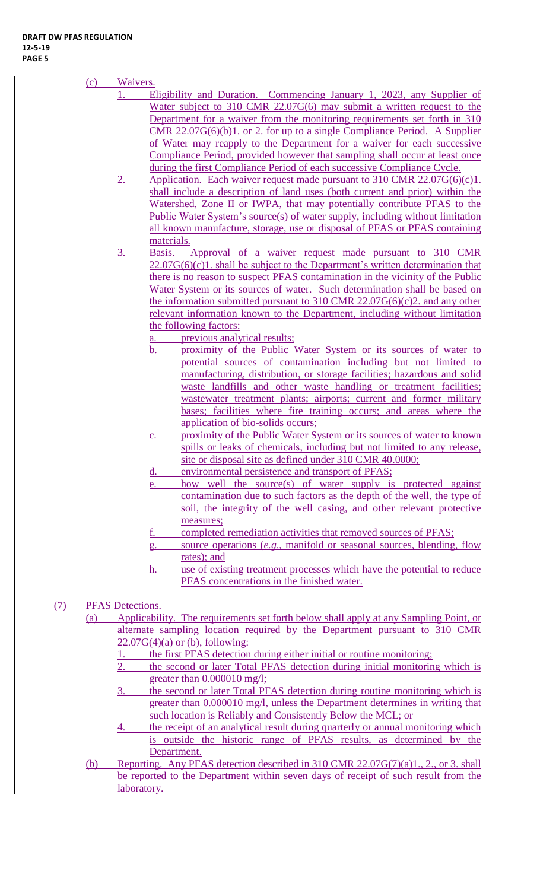(c) Waivers.

1. Eligibility and Duration. Commencing January 1, 2023, any Supplier of Water subject to 310 CMR 22.07G(6) may submit a written request to the Department for a waiver from the monitoring requirements set forth in 310 CMR 22.07G(6)(b)1. or 2. for up to a single Compliance Period. A Supplier of Water may reapply to the Department for a waiver for each successive Compliance Period, provided however that sampling shall occur at least once during the first Compliance Period of each successive Compliance Cycle.

2. Application. Each waiver request made pursuant to 310 CMR 22.07G(6)(c)1. shall include a description of land uses (both current and prior) within the Watershed, Zone II or IWPA, that may potentially contribute PFAS to the Public Water System's source(s) of water supply, including without limitation all known manufacture, storage, use or disposal of PFAS or PFAS containing materials.

3. Basis. Approval of a waiver request made pursuant to 310 CMR 22.07G(6)(c)1. shall be subject to the Department's written determination that there is no reason to suspect PFAS contamination in the vicinity of the Public Water System or its sources of water. Such determination shall be based on the information submitted pursuant to 310 CMR 22.07G(6)(c)2. and any other relevant information known to the Department, including without limitation the following factors:

   a. previous analytical results;
   b. proximity of the Public Water System or its sources of water to potential sources of contamination including but not limited to manufacturing, distribution, or storage facilities; hazardous and solid waste landfills and other waste handling or treatment facilities; wastewater treatment plants; airports; current and former military bases; facilities where fire training occurs; and areas where the application of bio-solids occurs;
   c. proximity of the Public Water System or its sources of water to known spills or leaks of chemicals, including but not limited to any release, site or disposal site as defined under 310 CMR 40.0000;
   d. environmental persistence and transport of PFAS;
   e. how well the source(s) of water supply is protected against contamination due to such factors as the depth of the well, the type of soil, the integrity of the well casing, and other relevant protective measures;
   f. completed remediation activities that removed sources of PFAS;
   g. source operations (*e.g.*, manifold or seasonal sources, blending, flow rates); and
   h. use of existing treatment processes which have the potential to reduce PFAS concentrations in the finished water.

(7) PFAS Detections.

(a) Applicability. The requirements set forth below shall apply at any Sampling Point, or alternate sampling location required by the Department pursuant to 310 CMR 22.07G(4)(a) or (b), following:

1. the first PFAS detection during either initial or routine monitoring;
2. the second or later Total PFAS detection during initial monitoring which is greater than 0.000010 mg/l;
3. the second or later Total PFAS detection during routine monitoring which is greater than 0.000010 mg/l, unless the Department determines in writing that such location is Reliably and Consistently Below the MCL; or
4. the receipt of an analytical result during quarterly or annual monitoring which is outside the historic range of PFAS results, as determined by the Department.

(b) Reporting. Any PFAS detection described in 310 CMR 22.07G(7)(a)1., 2., or 3. shall be reported to the Department within seven days of receipt of such result from the laboratory.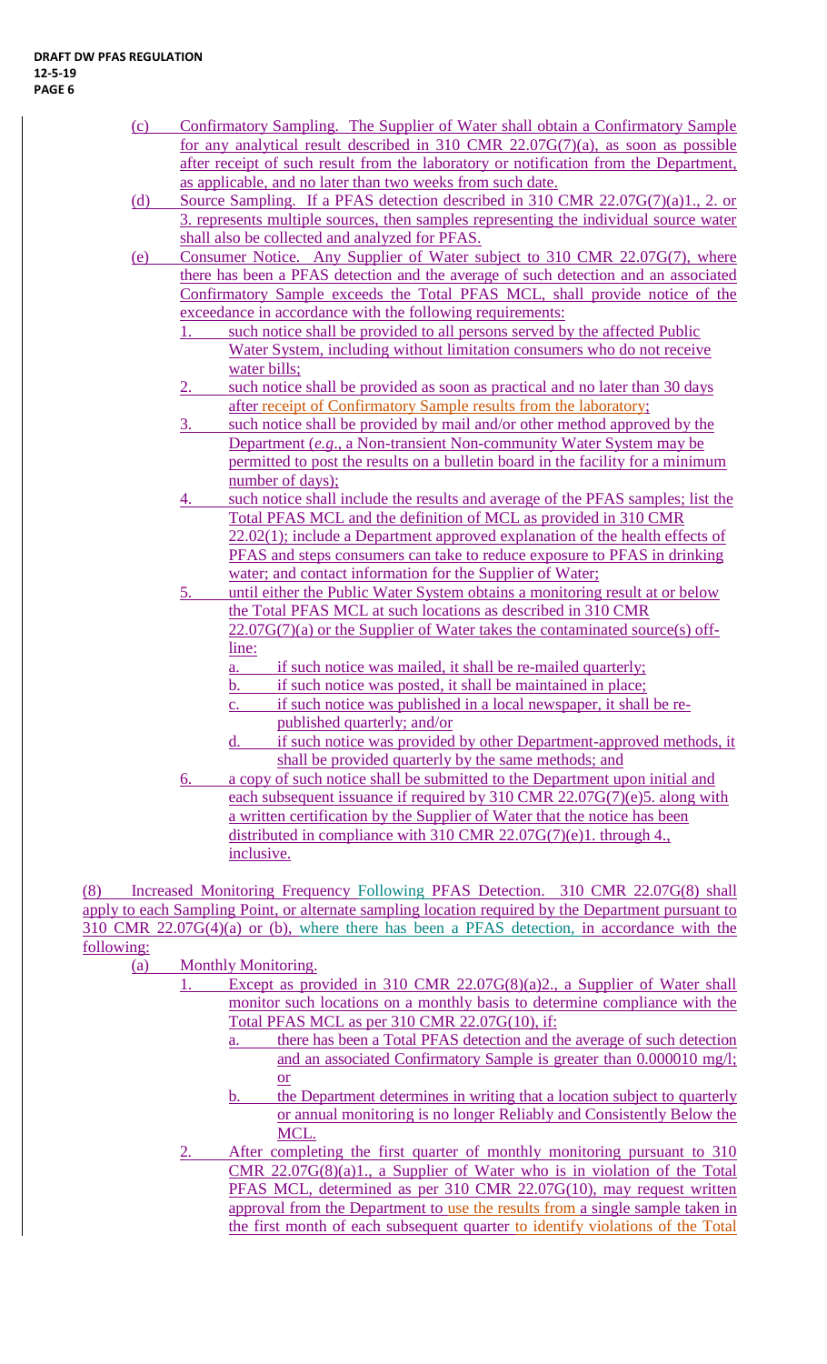(c) Confirmatory Sampling. The Supplier of Water shall obtain a Confirmatory Sample for any analytical result described in 310 CMR 22.07G(7)(a), as soon as possible after receipt of such result from the laboratory or notification from the Department, as applicable, and no later than two weeks from such date.

(d) Source Sampling. If a PFAS detection described in 310 CMR 22.07G(7)(a)1., 2. or 3. represents multiple sources, then samples representing the individual source water shall also be collected and analyzed for PFAS.

(e) Consumer Notice. Any Supplier of Water subject to 310 CMR 22.07G(7), where there has been a PFAS detection and the average of such detection and an associated Confirmatory Sample exceeds the Total PFAS MCL, shall provide notice of the exceedance in accordance with the following requirements:

1. such notice shall be provided to all persons served by the affected Public Water System, including without limitation consumers who do not receive water bills;
2. such notice shall be provided as soon as practical and no later than 30 days after receipt of Confirmatory Sample results from the laboratory;
3. such notice shall be provided by mail and/or other method approved by the Department (*e.g.*, a Non-transient Non-community Water System may be permitted to post the results on a bulletin board in the facility for a minimum number of days);
4. such notice shall include the results and average of the PFAS samples; list the Total PFAS MCL and the definition of MCL as provided in 310 CMR 22.02(1); include a Department approved explanation of the health effects of PFAS and steps consumers can take to reduce exposure to PFAS in drinking water; and contact information for the Supplier of Water;
5. until either the Public Water System obtains a monitoring result at or below the Total PFAS MCL at such locations as described in 310 CMR 22.07G(7)(a) or the Supplier of Water takes the contaminated source(s) off-line:
   a. if such notice was mailed, it shall be re-mailed quarterly;
   b. if such notice was posted, it shall be maintained in place;
   c. if such notice was published in a local newspaper, it shall be re-published quarterly; and/or
   d. if such notice was provided by other Department-approved methods, it shall be provided quarterly by the same methods; and
6. a copy of such notice shall be submitted to the Department upon initial and each subsequent issuance if required by 310 CMR 22.07G(7)(e)5. along with a written certification by the Supplier of Water that the notice has been distributed in compliance with 310 CMR 22.07G(7)(e)1. through 4., inclusive.

(8) Increased Monitoring Frequency Following PFAS Detection. 310 CMR 22.07G(8) shall apply to each Sampling Point, or alternate sampling location required by the Department pursuant to 310 CMR 22.07G(4)(a) or (b), where there has been a PFAS detection, in accordance with the following:

(a) Monthly Monitoring.

1. Except as provided in 310 CMR 22.07G(8)(a)2., a Supplier of Water shall monitor such locations on a monthly basis to determine compliance with the Total PFAS MCL as per 310 CMR 22.07G(10), if:
   a. there has been a Total PFAS detection and the average of such detection and an associated Confirmatory Sample is greater than 0.000010 mg/l; or
   b. the Department determines in writing that a location subject to quarterly or annual monitoring is no longer Reliably and Consistently Below the MCL.
2. After completing the first quarter of monthly monitoring pursuant to 310 CMR 22.07G(8)(a)1., a Supplier of Water who is in violation of the Total PFAS MCL, determined as per 310 CMR 22.07G(10), may request written approval from the Department to use the results from a single sample taken in the first month of each subsequent quarter to identify violations of the Total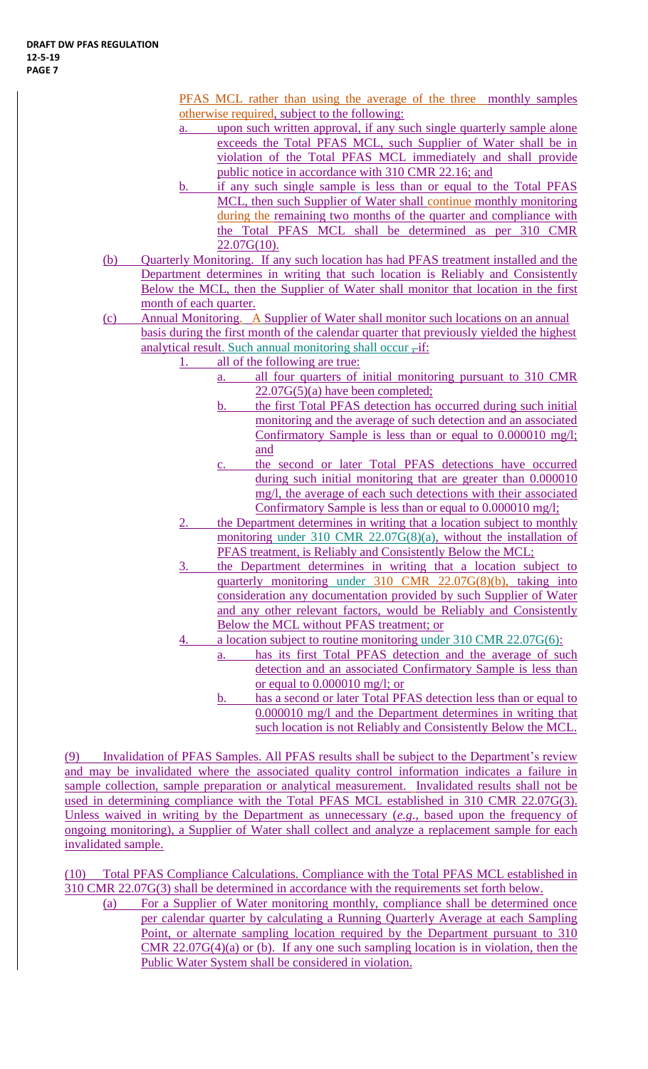PFAS MCL rather than using the average of the three monthly samples otherwise required, subject to the following:

a. upon such written approval, if any such single quarterly sample alone exceeds the Total PFAS MCL, such Supplier of Water shall be in violation of the Total PFAS MCL immediately and shall provide public notice in accordance with 310 CMR 22.16; and

b. if any such single sample is less than or equal to the Total PFAS MCL, then such Supplier of Water shall continue monthly monitoring during the remaining two months of the quarter and compliance with the Total PFAS MCL shall be determined as per 310 CMR 22.07G(10).

(b) Quarterly Monitoring. If any such location has had PFAS treatment installed and the Department determines in writing that such location is Reliably and Consistently Below the MCL, then the Supplier of Water shall monitor that location in the first month of each quarter.

(c) Annual Monitoring. A Supplier of Water shall monitor such locations on an annual basis during the first month of the calendar quarter that previously yielded the highest analytical result. Such annual monitoring shall occur , if:

1. all of the following are true:

   a. all four quarters of initial monitoring pursuant to 310 CMR 22.07G(5)(a) have been completed;

   b. the first Total PFAS detection has occurred during such initial monitoring and the average of such detection and an associated Confirmatory Sample is less than or equal to 0.000010 mg/l; and

   c. the second or later Total PFAS detections have occurred during such initial monitoring that are greater than 0.000010 mg/l, the average of each such detections with their associated Confirmatory Sample is less than or equal to 0.000010 mg/l;

2. the Department determines in writing that a location subject to monthly monitoring under 310 CMR 22.07G(8)(a), without the installation of PFAS treatment, is Reliably and Consistently Below the MCL;

3. the Department determines in writing that a location subject to quarterly monitoring under 310 CMR 22.07G(8)(b), taking into consideration any documentation provided by such Supplier of Water and any other relevant factors, would be Reliably and Consistently Below the MCL without PFAS treatment; or

4. a location subject to routine monitoring under 310 CMR 22.07G(6):

   a. has its first Total PFAS detection and the average of such detection and an associated Confirmatory Sample is less than or equal to 0.000010 mg/l; or

   b. has a second or later Total PFAS detection less than or equal to 0.000010 mg/l and the Department determines in writing that such location is not Reliably and Consistently Below the MCL.

(9) Invalidation of PFAS Samples. All PFAS results shall be subject to the Department's review and may be invalidated where the associated quality control information indicates a failure in sample collection, sample preparation or analytical measurement. Invalidated results shall not be used in determining compliance with the Total PFAS MCL established in 310 CMR 22.07G(3). Unless waived in writing by the Department as unnecessary (*e.g*., based upon the frequency of ongoing monitoring), a Supplier of Water shall collect and analyze a replacement sample for each invalidated sample.

(10) Total PFAS Compliance Calculations. Compliance with the Total PFAS MCL established in 310 CMR 22.07G(3) shall be determined in accordance with the requirements set forth below.

(a) For a Supplier of Water monitoring monthly, compliance shall be determined once per calendar quarter by calculating a Running Quarterly Average at each Sampling Point, or alternate sampling location required by the Department pursuant to 310 CMR 22.07G(4)(a) or (b). If any one such sampling location is in violation, then the Public Water System shall be considered in violation.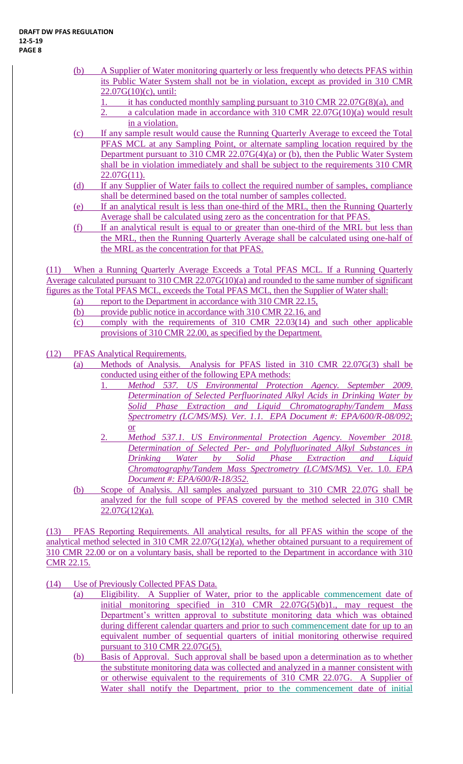(b) A Supplier of Water monitoring quarterly or less frequently who detects PFAS within its Public Water System shall not be in violation, except as provided in 310 CMR 22.07G(10)(c), until:

1. it has conducted monthly sampling pursuant to 310 CMR 22.07G(8)(a), and
2. a calculation made in accordance with 310 CMR 22.07G(10)(a) would result in a violation.

(c) If any sample result would cause the Running Quarterly Average to exceed the Total PFAS MCL at any Sampling Point, or alternate sampling location required by the Department pursuant to 310 CMR 22.07G(4)(a) or (b), then the Public Water System shall be in violation immediately and shall be subject to the requirements 310 CMR 22.07G(11).

(d) If any Supplier of Water fails to collect the required number of samples, compliance shall be determined based on the total number of samples collected.

(e) If an analytical result is less than one-third of the MRL, then the Running Quarterly Average shall be calculated using zero as the concentration for that PFAS.

(f) If an analytical result is equal to or greater than one-third of the MRL but less than the MRL, then the Running Quarterly Average shall be calculated using one-half of the MRL as the concentration for that PFAS.

(11) When a Running Quarterly Average Exceeds a Total PFAS MCL. If a Running Quarterly Average calculated pursuant to 310 CMR 22.07G(10)(a) and rounded to the same number of significant figures as the Total PFAS MCL, exceeds the Total PFAS MCL, then the Supplier of Water shall:

(a) report to the Department in accordance with 310 CMR 22.15,
(b) provide public notice in accordance with 310 CMR 22.16, and
(c) comply with the requirements of 310 CMR 22.03(14) and such other applicable provisions of 310 CMR 22.00, as specified by the Department.

(12) PFAS Analytical Requirements.

(a) Methods of Analysis. Analysis for PFAS listed in 310 CMR 22.07G(3) shall be conducted using either of the following EPA methods:

1. *Method 537. US Environmental Protection Agency. September 2009. Determination of Selected Perfluorinated Alkyl Acids in Drinking Water by Solid Phase Extraction and Liquid Chromatography/Tandem Mass Spectrometry (LC/MS/MS). Ver. 1.1. EPA Document #: EPA/600/R-08/092*; or
2. *Method 537.1. US Environmental Protection Agency. November 2018. Determination of Selected Per- and Polyfluorinated Alkyl Substances in Drinking Water by Solid Phase Extraction and Liquid Chromatography/Tandem Mass Spectrometry (LC/MS/MS).* Ver. 1.0. *EPA Document #: EPA/600/R-18/352.*

(b) Scope of Analysis. All samples analyzed pursuant to 310 CMR 22.07G shall be analyzed for the full scope of PFAS covered by the method selected in 310 CMR 22.07G(12)(a).

(13) PFAS Reporting Requirements. All analytical results, for all PFAS within the scope of the analytical method selected in 310 CMR 22.07G(12)(a), whether obtained pursuant to a requirement of 310 CMR 22.00 or on a voluntary basis, shall be reported to the Department in accordance with 310 CMR 22.15.

(14) Use of Previously Collected PFAS Data.

(a) Eligibility. A Supplier of Water, prior to the applicable commencement date of initial monitoring specified in 310 CMR 22.07G(5)(b)1., may request the Department's written approval to substitute monitoring data which was obtained during different calendar quarters and prior to such commencement date for up to an equivalent number of sequential quarters of initial monitoring otherwise required pursuant to 310 CMR 22.07G(5).

(b) Basis of Approval. Such approval shall be based upon a determination as to whether the substitute monitoring data was collected and analyzed in a manner consistent with or otherwise equivalent to the requirements of 310 CMR 22.07G. A Supplier of Water shall notify the Department, prior to the commencement date of initial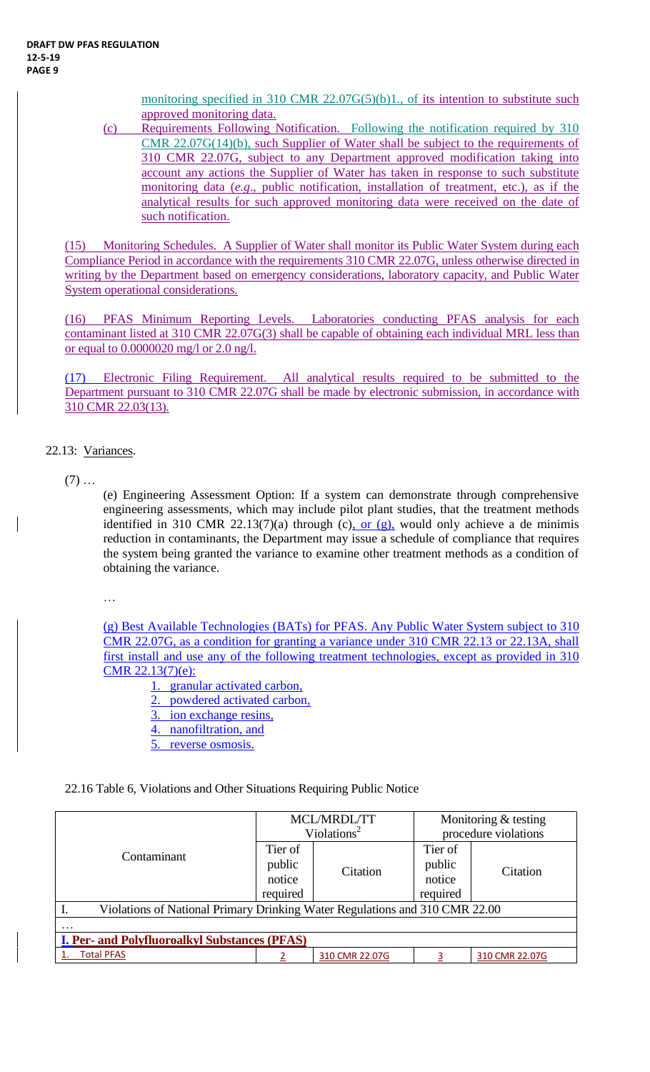monitoring specified in 310 CMR 22.07G(5)(b)1., of its intention to substitute such approved monitoring data.

(c) Requirements Following Notification. Following the notification required by 310 CMR 22.07G(14)(b), such Supplier of Water shall be subject to the requirements of 310 CMR 22.07G, subject to any Department approved modification taking into account any actions the Supplier of Water has taken in response to such substitute monitoring data (*e.g*., public notification, installation of treatment, etc.), as if the analytical results for such approved monitoring data were received on the date of such notification.

(15) Monitoring Schedules. A Supplier of Water shall monitor its Public Water System during each Compliance Period in accordance with the requirements 310 CMR 22.07G, unless otherwise directed in writing by the Department based on emergency considerations, laboratory capacity, and Public Water System operational considerations.

(16) PFAS Minimum Reporting Levels. Laboratories conducting PFAS analysis for each contaminant listed at 310 CMR 22.07G(3) shall be capable of obtaining each individual MRL less than or equal to 0.0000020 mg/l or 2.0 ng/l.

(17) Electronic Filing Requirement. All analytical results required to be submitted to the Department pursuant to 310 CMR 22.07G shall be made by electronic submission, in accordance with 310 CMR 22.03(13).

22.13: Variances.

(7) …

(e) Engineering Assessment Option: If a system can demonstrate through comprehensive engineering assessments, which may include pilot plant studies, that the treatment methods identified in 310 CMR 22.13(7)(a) through (c), or (g), would only achieve a de minimis reduction in contaminants, the Department may issue a schedule of compliance that requires the system being granted the variance to examine other treatment methods as a condition of obtaining the variance.

…

(g) Best Available Technologies (BATs) for PFAS. Any Public Water System subject to 310 CMR 22.07G, as a condition for granting a variance under 310 CMR 22.13 or 22.13A, shall first install and use any of the following treatment technologies, except as provided in 310 CMR 22.13(7)(e):

1. granular activated carbon,
2. powdered activated carbon,
3. ion exchange resins,
4. nanofiltration, and
5. reverse osmosis.

22.16 Table 6, Violations and Other Situations Requiring Public Notice

| Contaminant | MCL/MRDL/TT Violations[2] | | Monitoring & testing procedure violations | |
|---|---|---|---|---|
| | Tier of public notice required | Citation | Tier of public notice required | Citation |
| I. Violations of National Primary Drinking Water Regulations and 310 CMR 22.00 | | | | |
| … | | | | |
| **I. Per- and Polyfluoroalkyl Substances (PFAS)** | | | | |
| 1. Total PFAS | 2 | 310 CMR 22.07G | 3 | 310 CMR 22.07G |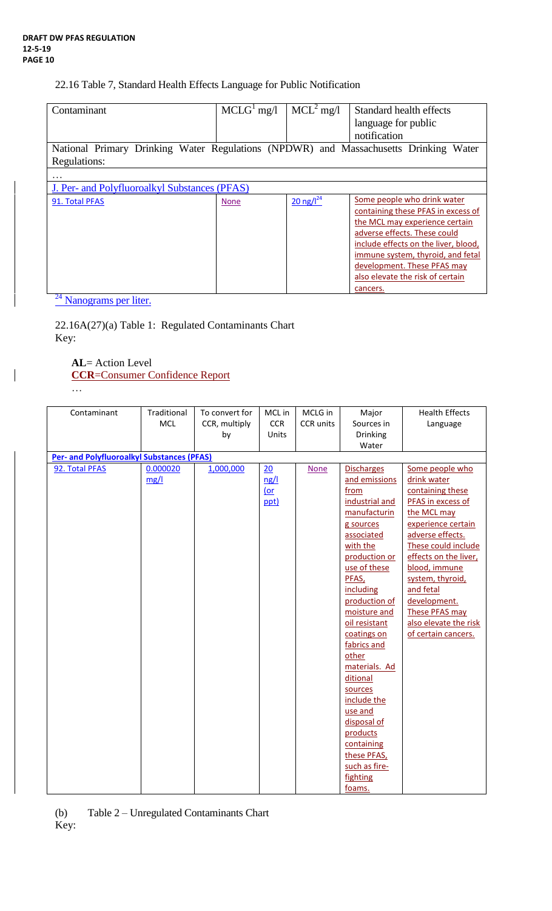22.16 Table 7, Standard Health Effects Language for Public Notification

| Contaminant | MCLG[1] mg/l | MCL[2] mg/l | Standard health effects language for public notification |
|---|---|---|---|
| National Primary Drinking Water Regulations (NPDWR) and Massachusetts Drinking Water Regulations: | | | |
| … | | | |
| J. Per- and Polyfluoroalkyl Substances (PFAS) | | | |
| 91. Total PFAS | None | 20 ng/l[24] | Some people who drink water containing these PFAS in excess of the MCL may experience certain adverse effects. These could include effects on the liver, blood, immune system, thyroid, and fetal development. These PFAS may also elevate the risk of certain cancers. |

[24] Nanograms per liter.

22.16A(27)(a) Table 1: Regulated Contaminants Chart
Key:

**AL**= Action Level
**CCR**=Consumer Confidence Report
…

| Contaminant | Traditional MCL | To convert for CCR, multiply by | MCL in CCR Units | MCLG in CCR units | Major Sources in Drinking Water | Health Effects Language |
|---|---|---|---|---|---|---|
| **Per- and Polyfluoroalkyl Substances (PFAS)** | | | | | | |
| 92. Total PFAS | 0.000020 mg/l | 1,000,000 | 20 ng/l (or ppt) | None | Discharges and emissions from industrial and manufacturing sources associated with the production or use of these PFAS, including production of moisture and oil resistant coatings on fabrics and other materials. Additional sources include the use and disposal of products containing these PFAS, such as fire-fighting foams. | Some people who drink water containing these PFAS in excess of the MCL may experience certain adverse effects. These could include effects on the liver, blood, immune system, thyroid, and fetal development. These PFAS may also elevate the risk of certain cancers. |

(b) Table 2 – Unregulated Contaminants Chart
Key: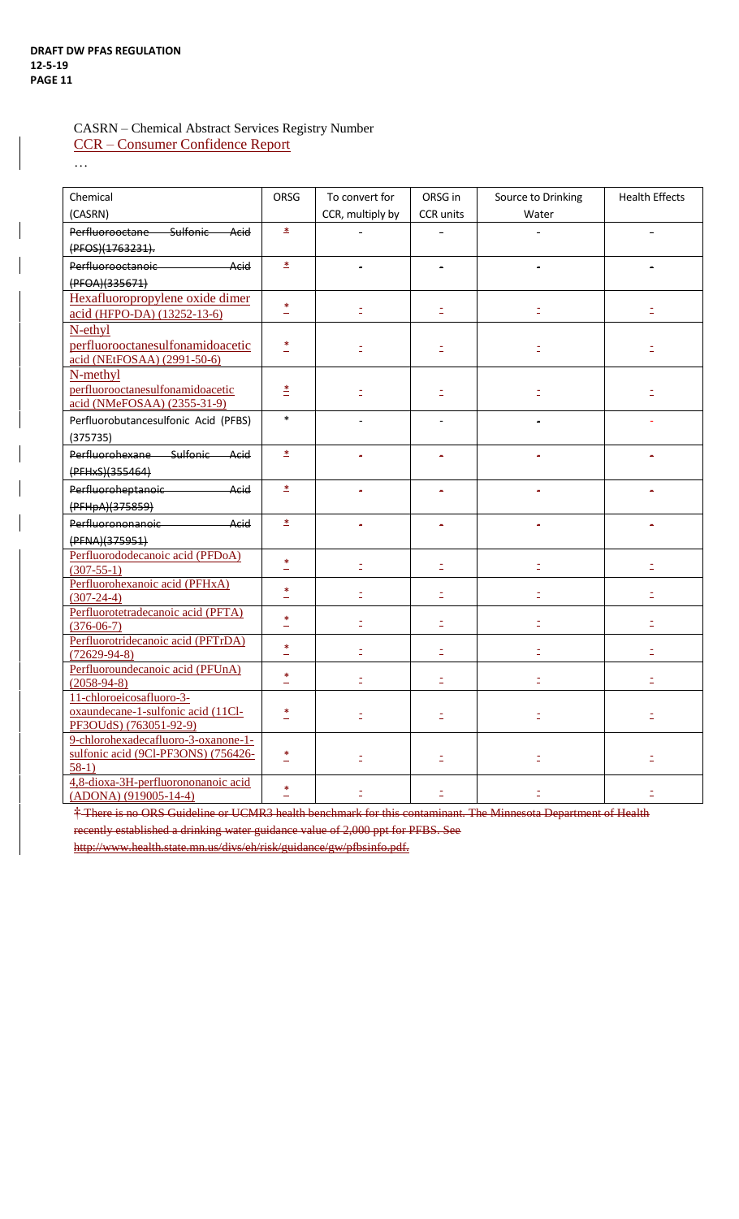CASRN – Chemical Abstract Services Registry Number

CCR – Consumer Confidence Report

…

| Chemical (CASRN) | ORSG | To convert for CCR, multiply by | ORSG in CCR units | Source to Drinking Water | Health Effects |
|---|---|---|---|---|---|
| ~~Perfluorooctane Sulfonic Acid (PFOS)(1763231).~~ | * | - | - | - | - |
| ~~Perfluorooctanoic Acid (PFOA)(335671)~~ | * | - | - | - | - |
| Hexafluoropropylene oxide dimer acid (HFPO-DA) (13252-13-6) | * | - | - | - | - |
| N-ethyl perfluorooctanesulfonamidoacetic acid (NEtFOSAA) (2991-50-6) | * | - | - | - | - |
| N-methyl perfluorooctanesulfonamidoacetic acid (NMeFOSAA) (2355-31-9) | * | - | - | - | - |
| Perfluorobutancesulfonic Acid (PFBS) (375735) | * | - | - | - | - |
| ~~Perfluorohexane Sulfonic Acid (PFHxS)(355464)~~ | * | - | - | - | - |
| ~~Perfluoroheptanoic Acid (PFHpA)(375859)~~ | * | - | - | - | - |
| ~~Perfluorononanoic Acid (PFNA)(375951)~~ | * | - | - | - | - |
| Perfluorododecanoic acid (PFDoA) (307-55-1) | * | - | - | - | - |
| Perfluorohexanoic acid (PFHxA) (307-24-4) | * | - | - | - | - |
| Perfluorotetradecanoic acid (PFTA) (376-06-7) | * | - | - | - | - |
| Perfluorotridecanoic acid (PFTrDA) (72629-94-8) | * | - | - | - | - |
| Perfluoroundecanoic acid (PFUnA) (2058-94-8) | * | - | - | - | - |
| 11-chloroeicosafluoro-3-oxaundecane-1-sulfonic acid (11Cl-PF3OUdS) (763051-92-9) | * | - | - | - | - |
| 9-chlorohexadecafluoro-3-oxanone-1-sulfonic acid (9Cl-PF3ONS) (756426-58-1) | * | - | - | - | - |
| 4,8-dioxa-3H-perfluorononanoic acid (ADONA) (919005-14-4) | * | - | - | - | - |

~~‡ There is no ORS Guideline or UCMR3 health benchmark for this contaminant. The Minnesota Department of Health recently established a drinking water guidance value of 2,000 ppt for PFBS. See http://www.health.state.mn.us/divs/eh/risk/guidance/gw/pfbsinfo.pdf.~~